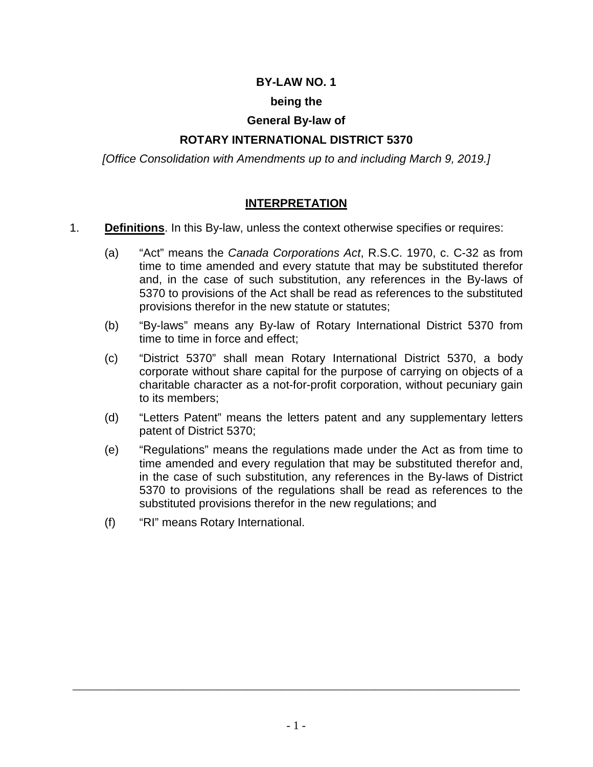# BY-LAW NO. 1

**being the**

**General By-law of**

**ROTARY INTERNATIONAL DISTRICT 5370**

*[Office Consolidation with Amendments up to and including March 9, 2019.]*

## INTERPRETATION

1. **Definitions**. In this By-law, unless the context otherwise specifies or requires:

   (a) "Act" means the *Canada Corporations Act*, R.S.C. 1970, c. C-32 as from time to time amended and every statute that may be substituted therefor and, in the case of such substitution, any references in the By-laws of 5370 to provisions of the Act shall be read as references to the substituted provisions therefor in the new statute or statutes;

   (b) "By-laws" means any By-law of Rotary International District 5370 from time to time in force and effect;

   (c) "District 5370" shall mean Rotary International District 5370, a body corporate without share capital for the purpose of carrying on objects of a charitable character as a not-for-profit corporation, without pecuniary gain to its members;

   (d) "Letters Patent" means the letters patent and any supplementary letters patent of District 5370;

   (e) "Regulations" means the regulations made under the Act as from time to time amended and every regulation that may be substituted therefor and, in the case of such substitution, any references in the By-laws of District 5370 to provisions of the regulations shall be read as references to the substituted provisions therefor in the new regulations; and

   (f) "RI" means Rotary International.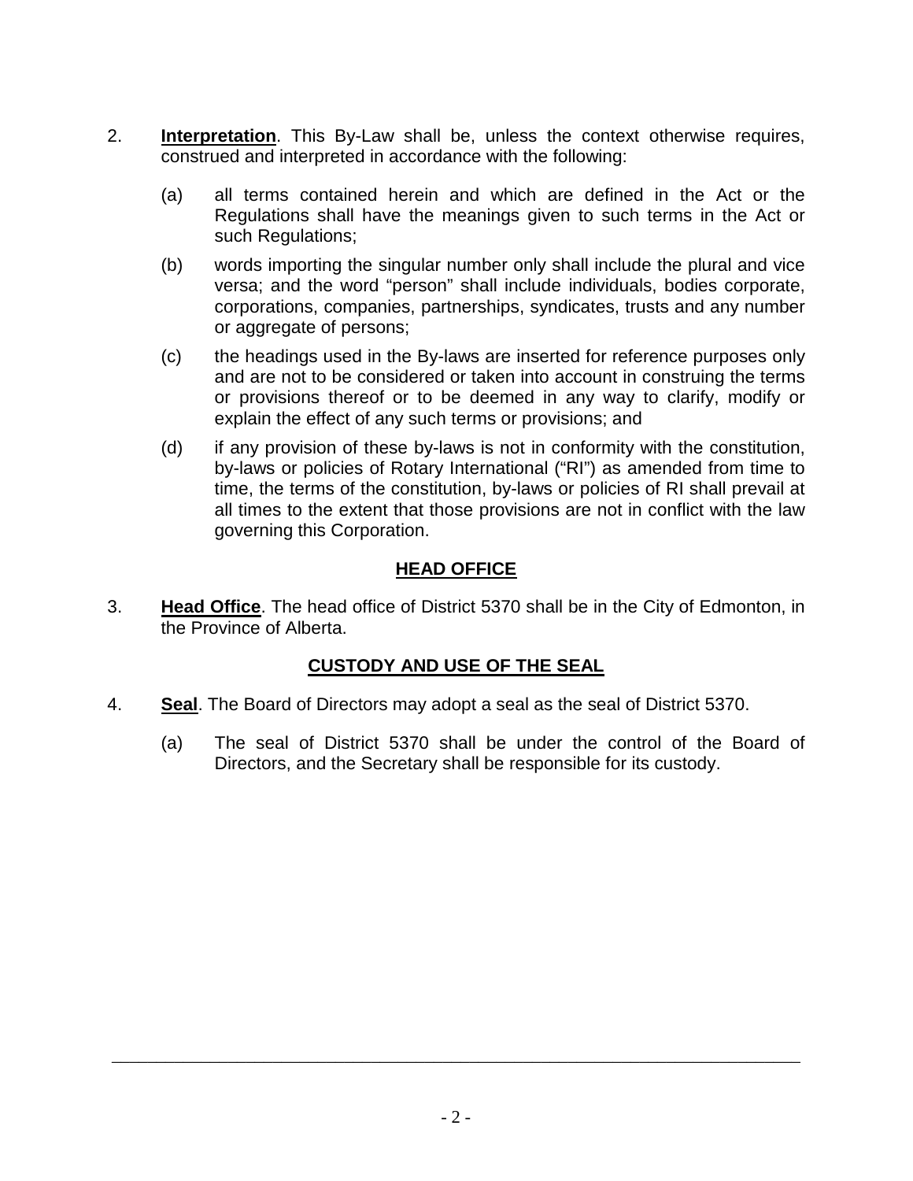2. **Interpretation**. This By-Law shall be, unless the context otherwise requires, construed and interpreted in accordance with the following:

   (a) all terms contained herein and which are defined in the Act or the Regulations shall have the meanings given to such terms in the Act or such Regulations;

   (b) words importing the singular number only shall include the plural and vice versa; and the word "person" shall include individuals, bodies corporate, corporations, companies, partnerships, syndicates, trusts and any number or aggregate of persons;

   (c) the headings used in the By-laws are inserted for reference purposes only and are not to be considered or taken into account in construing the terms or provisions thereof or to be deemed in any way to clarify, modify or explain the effect of any such terms or provisions; and

   (d) if any provision of these by-laws is not in conformity with the constitution, by-laws or policies of Rotary International ("RI") as amended from time to time, the terms of the constitution, by-laws or policies of RI shall prevail at all times to the extent that those provisions are not in conflict with the law governing this Corporation.

## HEAD OFFICE

3. **Head Office**. The head office of District 5370 shall be in the City of Edmonton, in the Province of Alberta.

## CUSTODY AND USE OF THE SEAL

4. **Seal**. The Board of Directors may adopt a seal as the seal of District 5370.

   (a) The seal of District 5370 shall be under the control of the Board of Directors, and the Secretary shall be responsible for its custody.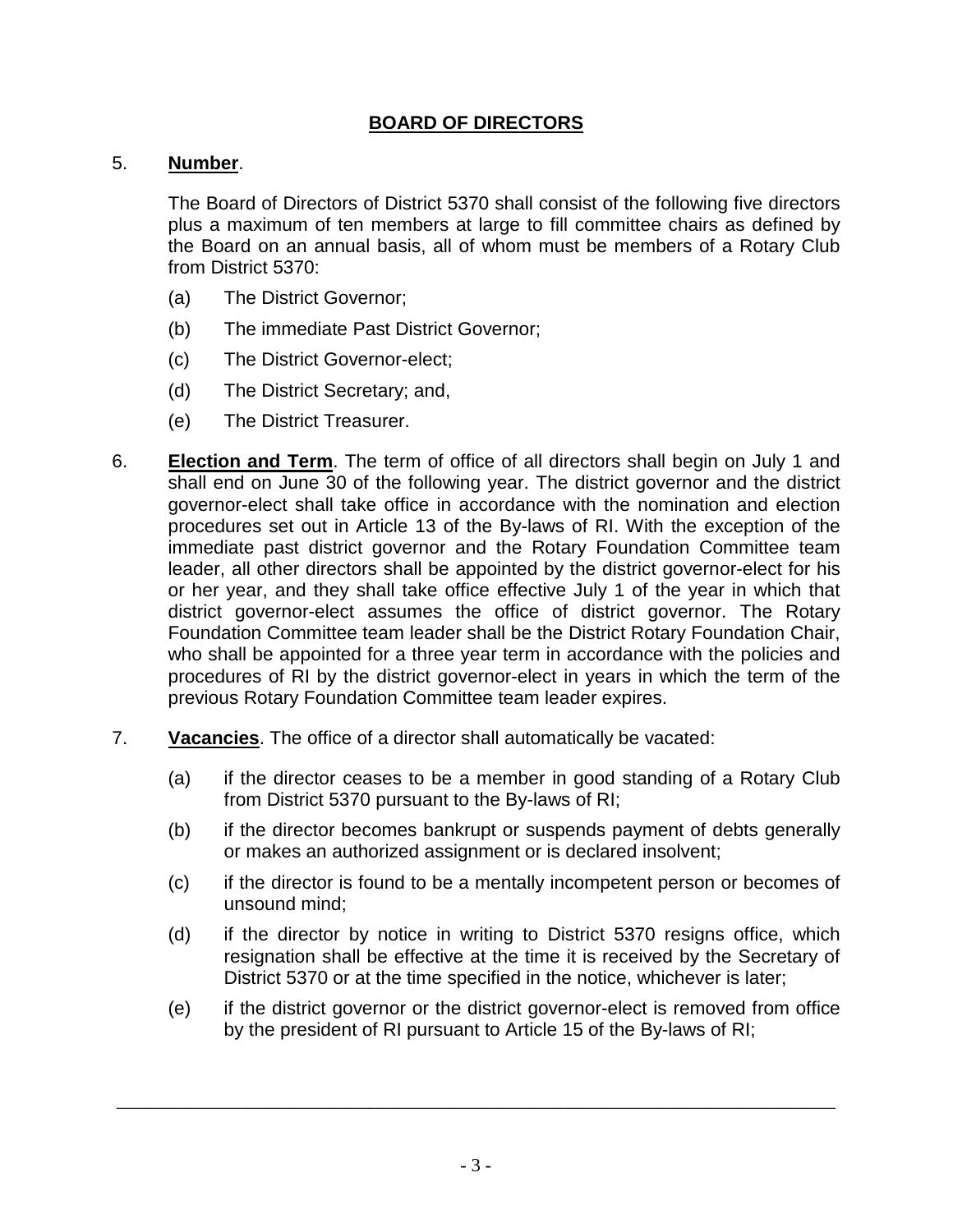## BOARD OF DIRECTORS

5. **Number**.

   The Board of Directors of District 5370 shall consist of the following five directors plus a maximum of ten members at large to fill committee chairs as defined by the Board on an annual basis, all of whom must be members of a Rotary Club from District 5370:

   (a) The District Governor;

   (b) The immediate Past District Governor;

   (c) The District Governor-elect;

   (d) The District Secretary; and,

   (e) The District Treasurer.

6. **Election and Term**. The term of office of all directors shall begin on July 1 and shall end on June 30 of the following year. The district governor and the district governor-elect shall take office in accordance with the nomination and election procedures set out in Article 13 of the By-laws of RI. With the exception of the immediate past district governor and the Rotary Foundation Committee team leader, all other directors shall be appointed by the district governor-elect for his or her year, and they shall take office effective July 1 of the year in which that district governor-elect assumes the office of district governor. The Rotary Foundation Committee team leader shall be the District Rotary Foundation Chair, who shall be appointed for a three year term in accordance with the policies and procedures of RI by the district governor-elect in years in which the term of the previous Rotary Foundation Committee team leader expires.

7. **Vacancies**. The office of a director shall automatically be vacated:

   (a) if the director ceases to be a member in good standing of a Rotary Club from District 5370 pursuant to the By-laws of RI;

   (b) if the director becomes bankrupt or suspends payment of debts generally or makes an authorized assignment or is declared insolvent;

   (c) if the director is found to be a mentally incompetent person or becomes of unsound mind;

   (d) if the director by notice in writing to District 5370 resigns office, which resignation shall be effective at the time it is received by the Secretary of District 5370 or at the time specified in the notice, whichever is later;

   (e) if the district governor or the district governor-elect is removed from office by the president of RI pursuant to Article 15 of the By-laws of RI;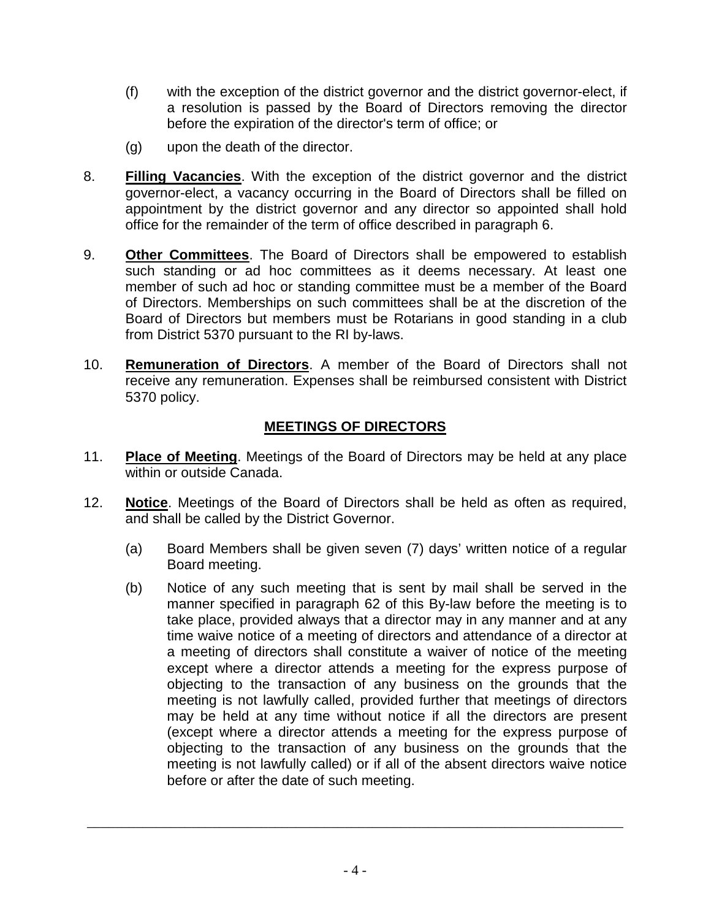(f) with the exception of the district governor and the district governor-elect, if a resolution is passed by the Board of Directors removing the director before the expiration of the director's term of office; or

(g) upon the death of the director.

8. **Filling Vacancies**. With the exception of the district governor and the district governor-elect, a vacancy occurring in the Board of Directors shall be filled on appointment by the district governor and any director so appointed shall hold office for the remainder of the term of office described in paragraph 6.

9. **Other Committees**. The Board of Directors shall be empowered to establish such standing or ad hoc committees as it deems necessary. At least one member of such ad hoc or standing committee must be a member of the Board of Directors. Memberships on such committees shall be at the discretion of the Board of Directors but members must be Rotarians in good standing in a club from District 5370 pursuant to the RI by-laws.

10. **Remuneration of Directors**. A member of the Board of Directors shall not receive any remuneration. Expenses shall be reimbursed consistent with District 5370 policy.

## MEETINGS OF DIRECTORS

11. **Place of Meeting**. Meetings of the Board of Directors may be held at any place within or outside Canada.

12. **Notice**. Meetings of the Board of Directors shall be held as often as required, and shall be called by the District Governor.

    (a) Board Members shall be given seven (7) days' written notice of a regular Board meeting.

    (b) Notice of any such meeting that is sent by mail shall be served in the manner specified in paragraph 62 of this By-law before the meeting is to take place, provided always that a director may in any manner and at any time waive notice of a meeting of directors and attendance of a director at a meeting of directors shall constitute a waiver of notice of the meeting except where a director attends a meeting for the express purpose of objecting to the transaction of any business on the grounds that the meeting is not lawfully called, provided further that meetings of directors may be held at any time without notice if all the directors are present (except where a director attends a meeting for the express purpose of objecting to the transaction of any business on the grounds that the meeting is not lawfully called) or if all of the absent directors waive notice before or after the date of such meeting.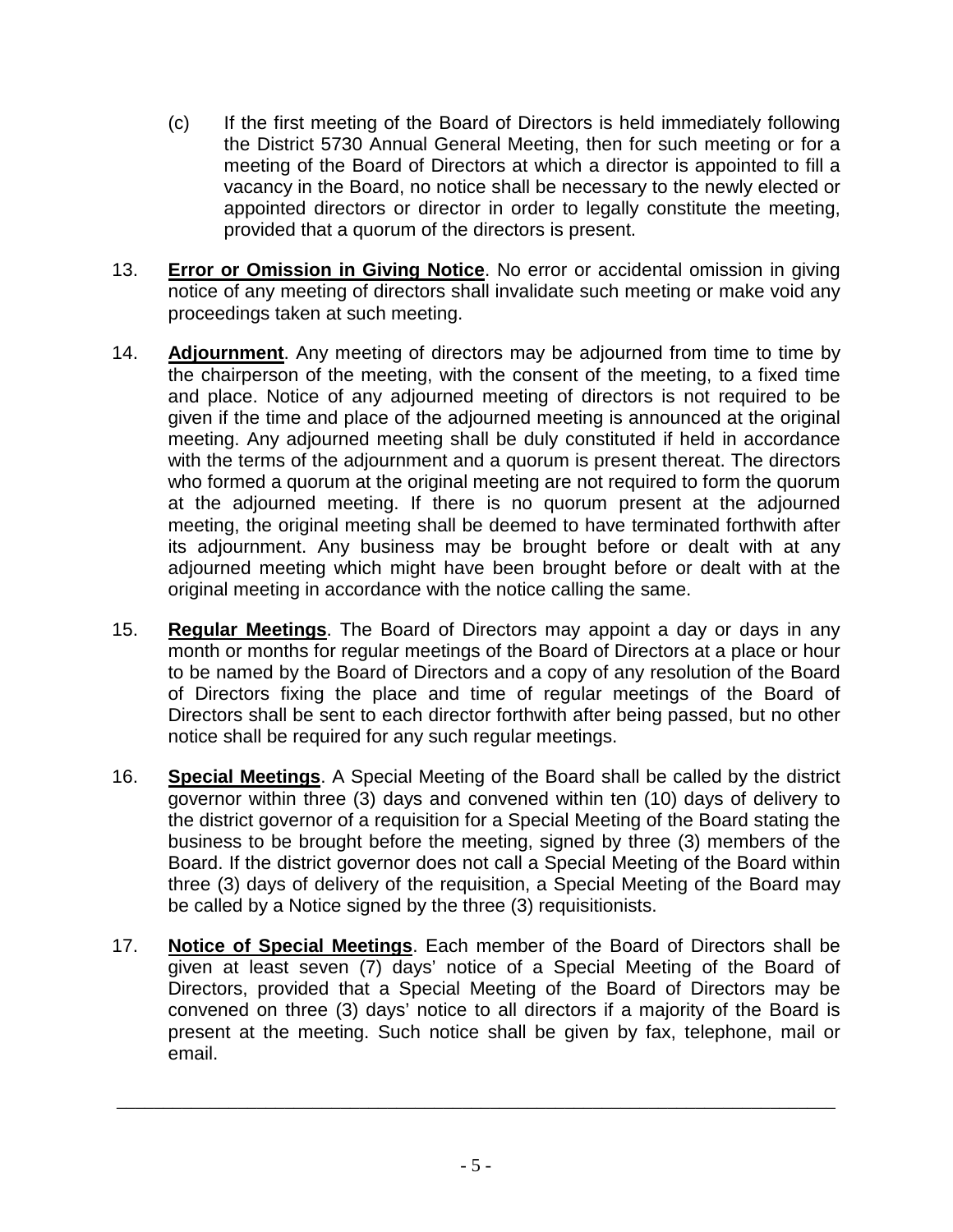(c) If the first meeting of the Board of Directors is held immediately following the District 5730 Annual General Meeting, then for such meeting or for a meeting of the Board of Directors at which a director is appointed to fill a vacancy in the Board, no notice shall be necessary to the newly elected or appointed directors or director in order to legally constitute the meeting, provided that a quorum of the directors is present.

13. **Error or Omission in Giving Notice**. No error or accidental omission in giving notice of any meeting of directors shall invalidate such meeting or make void any proceedings taken at such meeting.

14. **Adjournment**. Any meeting of directors may be adjourned from time to time by the chairperson of the meeting, with the consent of the meeting, to a fixed time and place. Notice of any adjourned meeting of directors is not required to be given if the time and place of the adjourned meeting is announced at the original meeting. Any adjourned meeting shall be duly constituted if held in accordance with the terms of the adjournment and a quorum is present thereat. The directors who formed a quorum at the original meeting are not required to form the quorum at the adjourned meeting. If there is no quorum present at the adjourned meeting, the original meeting shall be deemed to have terminated forthwith after its adjournment. Any business may be brought before or dealt with at any adjourned meeting which might have been brought before or dealt with at the original meeting in accordance with the notice calling the same.

15. **Regular Meetings**. The Board of Directors may appoint a day or days in any month or months for regular meetings of the Board of Directors at a place or hour to be named by the Board of Directors and a copy of any resolution of the Board of Directors fixing the place and time of regular meetings of the Board of Directors shall be sent to each director forthwith after being passed, but no other notice shall be required for any such regular meetings.

16. **Special Meetings**. A Special Meeting of the Board shall be called by the district governor within three (3) days and convened within ten (10) days of delivery to the district governor of a requisition for a Special Meeting of the Board stating the business to be brought before the meeting, signed by three (3) members of the Board. If the district governor does not call a Special Meeting of the Board within three (3) days of delivery of the requisition, a Special Meeting of the Board may be called by a Notice signed by the three (3) requisitionists.

17. **Notice of Special Meetings**. Each member of the Board of Directors shall be given at least seven (7) days' notice of a Special Meeting of the Board of Directors, provided that a Special Meeting of the Board of Directors may be convened on three (3) days' notice to all directors if a majority of the Board is present at the meeting. Such notice shall be given by fax, telephone, mail or email.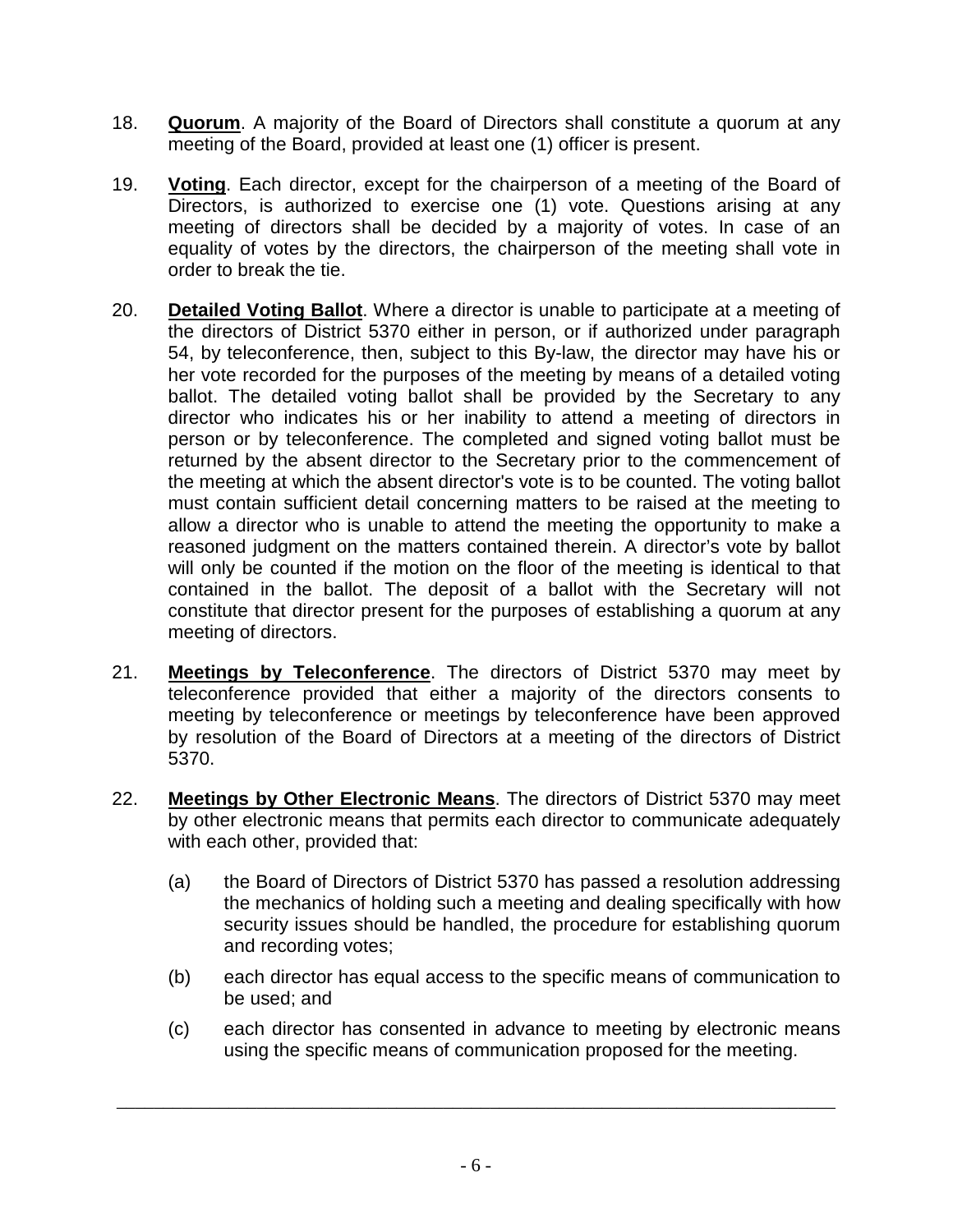18. **Quorum**. A majority of the Board of Directors shall constitute a quorum at any meeting of the Board, provided at least one (1) officer is present.

19. **Voting**. Each director, except for the chairperson of a meeting of the Board of Directors, is authorized to exercise one (1) vote. Questions arising at any meeting of directors shall be decided by a majority of votes. In case of an equality of votes by the directors, the chairperson of the meeting shall vote in order to break the tie.

20. **Detailed Voting Ballot**. Where a director is unable to participate at a meeting of the directors of District 5370 either in person, or if authorized under paragraph 54, by teleconference, then, subject to this By-law, the director may have his or her vote recorded for the purposes of the meeting by means of a detailed voting ballot. The detailed voting ballot shall be provided by the Secretary to any director who indicates his or her inability to attend a meeting of directors in person or by teleconference. The completed and signed voting ballot must be returned by the absent director to the Secretary prior to the commencement of the meeting at which the absent director's vote is to be counted. The voting ballot must contain sufficient detail concerning matters to be raised at the meeting to allow a director who is unable to attend the meeting the opportunity to make a reasoned judgment on the matters contained therein. A director's vote by ballot will only be counted if the motion on the floor of the meeting is identical to that contained in the ballot. The deposit of a ballot with the Secretary will not constitute that director present for the purposes of establishing a quorum at any meeting of directors.

21. **Meetings by Teleconference**. The directors of District 5370 may meet by teleconference provided that either a majority of the directors consents to meeting by teleconference or meetings by teleconference have been approved by resolution of the Board of Directors at a meeting of the directors of District 5370.

22. **Meetings by Other Electronic Means**. The directors of District 5370 may meet by other electronic means that permits each director to communicate adequately with each other, provided that:

    (a) the Board of Directors of District 5370 has passed a resolution addressing the mechanics of holding such a meeting and dealing specifically with how security issues should be handled, the procedure for establishing quorum and recording votes;

    (b) each director has equal access to the specific means of communication to be used; and

    (c) each director has consented in advance to meeting by electronic means using the specific means of communication proposed for the meeting.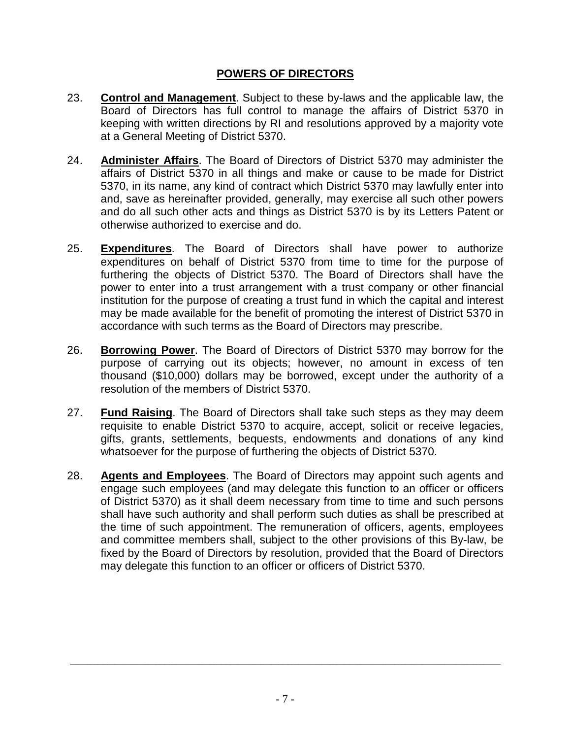## POWERS OF DIRECTORS

23. **Control and Management**. Subject to these by-laws and the applicable law, the Board of Directors has full control to manage the affairs of District 5370 in keeping with written directions by RI and resolutions approved by a majority vote at a General Meeting of District 5370.

24. **Administer Affairs**. The Board of Directors of District 5370 may administer the affairs of District 5370 in all things and make or cause to be made for District 5370, in its name, any kind of contract which District 5370 may lawfully enter into and, save as hereinafter provided, generally, may exercise all such other powers and do all such other acts and things as District 5370 is by its Letters Patent or otherwise authorized to exercise and do.

25. **Expenditures**. The Board of Directors shall have power to authorize expenditures on behalf of District 5370 from time to time for the purpose of furthering the objects of District 5370. The Board of Directors shall have the power to enter into a trust arrangement with a trust company or other financial institution for the purpose of creating a trust fund in which the capital and interest may be made available for the benefit of promoting the interest of District 5370 in accordance with such terms as the Board of Directors may prescribe.

26. **Borrowing Power**. The Board of Directors of District 5370 may borrow for the purpose of carrying out its objects; however, no amount in excess of ten thousand ($10,000) dollars may be borrowed, except under the authority of a resolution of the members of District 5370.

27. **Fund Raising**. The Board of Directors shall take such steps as they may deem requisite to enable District 5370 to acquire, accept, solicit or receive legacies, gifts, grants, settlements, bequests, endowments and donations of any kind whatsoever for the purpose of furthering the objects of District 5370.

28. **Agents and Employees**. The Board of Directors may appoint such agents and engage such employees (and may delegate this function to an officer or officers of District 5370) as it shall deem necessary from time to time and such persons shall have such authority and shall perform such duties as shall be prescribed at the time of such appointment. The remuneration of officers, agents, employees and committee members shall, subject to the other provisions of this By-law, be fixed by the Board of Directors by resolution, provided that the Board of Directors may delegate this function to an officer or officers of District 5370.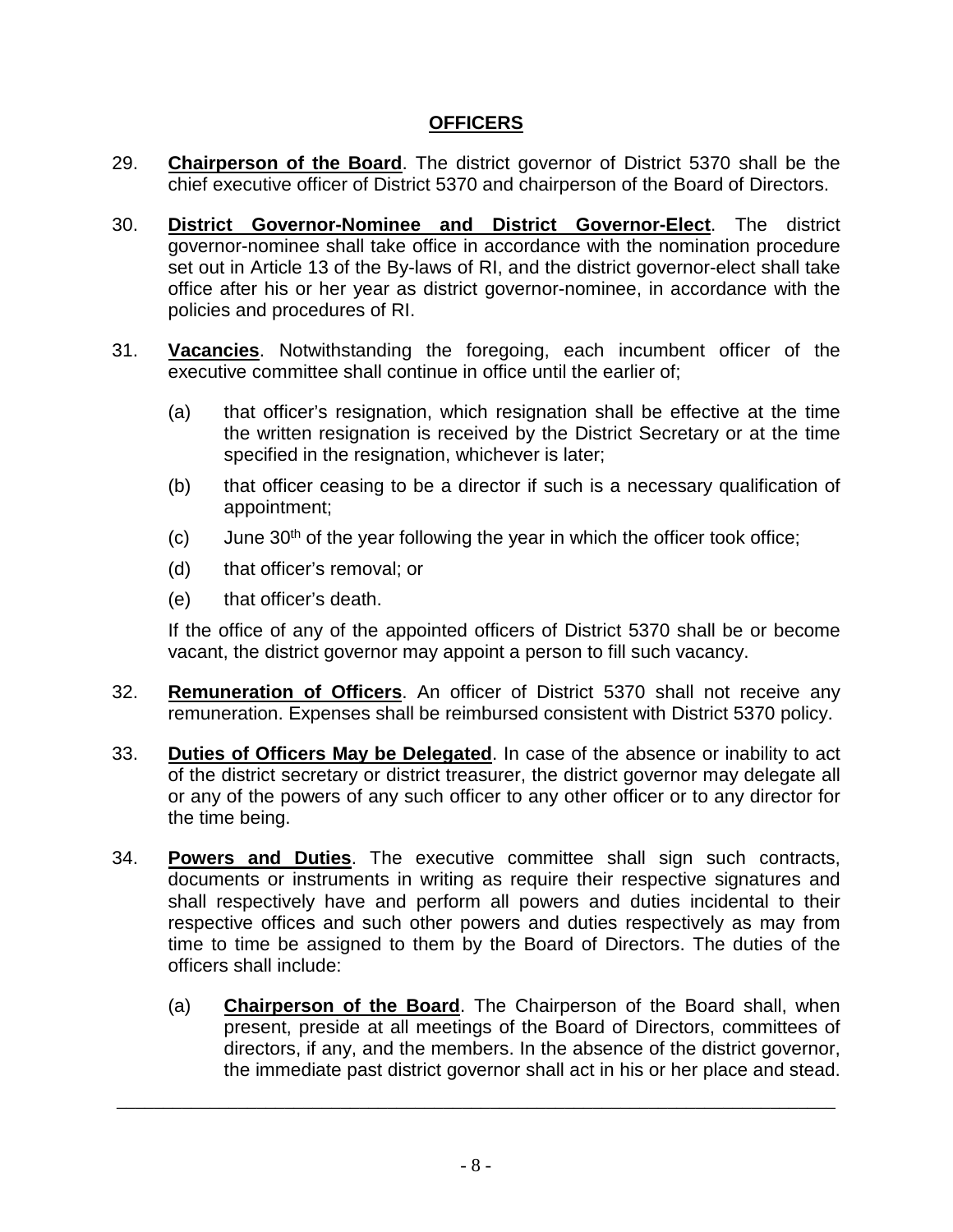## OFFICERS

29. **Chairperson of the Board**. The district governor of District 5370 shall be the chief executive officer of District 5370 and chairperson of the Board of Directors.

30. **District Governor-Nominee and District Governor-Elect**. The district governor-nominee shall take office in accordance with the nomination procedure set out in Article 13 of the By-laws of RI, and the district governor-elect shall take office after his or her year as district governor-nominee, in accordance with the policies and procedures of RI.

31. **Vacancies**. Notwithstanding the foregoing, each incumbent officer of the executive committee shall continue in office until the earlier of;

    (a) that officer's resignation, which resignation shall be effective at the time the written resignation is received by the District Secretary or at the time specified in the resignation, whichever is later;

    (b) that officer ceasing to be a director if such is a necessary qualification of appointment;

    (c) June 30th of the year following the year in which the officer took office;

    (d) that officer's removal; or

    (e) that officer's death.

    If the office of any of the appointed officers of District 5370 shall be or become vacant, the district governor may appoint a person to fill such vacancy.

32. **Remuneration of Officers**. An officer of District 5370 shall not receive any remuneration. Expenses shall be reimbursed consistent with District 5370 policy.

33. **Duties of Officers May be Delegated**. In case of the absence or inability to act of the district secretary or district treasurer, the district governor may delegate all or any of the powers of any such officer to any other officer or to any director for the time being.

34. **Powers and Duties**. The executive committee shall sign such contracts, documents or instruments in writing as require their respective signatures and shall respectively have and perform all powers and duties incidental to their respective offices and such other powers and duties respectively as may from time to time be assigned to them by the Board of Directors. The duties of the officers shall include:

    (a) **Chairperson of the Board**. The Chairperson of the Board shall, when present, preside at all meetings of the Board of Directors, committees of directors, if any, and the members. In the absence of the district governor, the immediate past district governor shall act in his or her place and stead.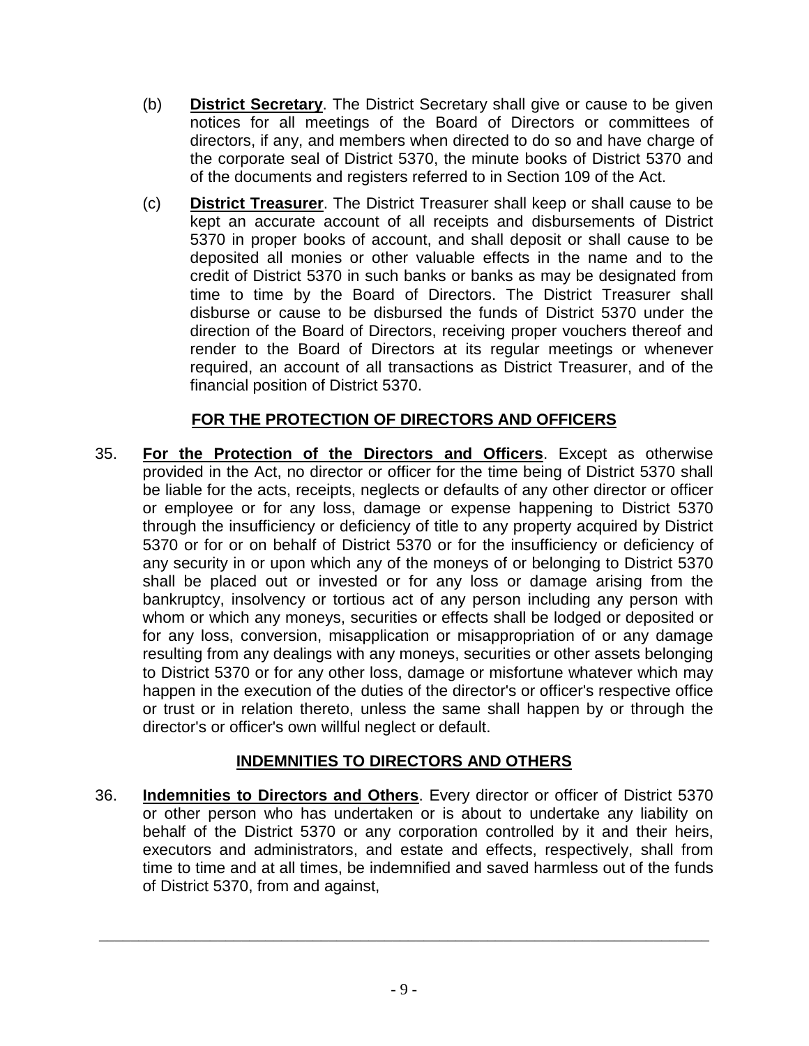(b) **District Secretary**. The District Secretary shall give or cause to be given notices for all meetings of the Board of Directors or committees of directors, if any, and members when directed to do so and have charge of the corporate seal of District 5370, the minute books of District 5370 and of the documents and registers referred to in Section 109 of the Act.

(c) **District Treasurer**. The District Treasurer shall keep or shall cause to be kept an accurate account of all receipts and disbursements of District 5370 in proper books of account, and shall deposit or shall cause to be deposited all monies or other valuable effects in the name and to the credit of District 5370 in such banks or banks as may be designated from time to time by the Board of Directors. The District Treasurer shall disburse or cause to be disbursed the funds of District 5370 under the direction of the Board of Directors, receiving proper vouchers thereof and render to the Board of Directors at its regular meetings or whenever required, an account of all transactions as District Treasurer, and of the financial position of District 5370.

## FOR THE PROTECTION OF DIRECTORS AND OFFICERS

35. **For the Protection of the Directors and Officers**. Except as otherwise provided in the Act, no director or officer for the time being of District 5370 shall be liable for the acts, receipts, neglects or defaults of any other director or officer or employee or for any loss, damage or expense happening to District 5370 through the insufficiency or deficiency of title to any property acquired by District 5370 or for or on behalf of District 5370 or for the insufficiency or deficiency of any security in or upon which any of the moneys of or belonging to District 5370 shall be placed out or invested or for any loss or damage arising from the bankruptcy, insolvency or tortious act of any person including any person with whom or which any moneys, securities or effects shall be lodged or deposited or for any loss, conversion, misapplication or misappropriation of or any damage resulting from any dealings with any moneys, securities or other assets belonging to District 5370 or for any other loss, damage or misfortune whatever which may happen in the execution of the duties of the director's or officer's respective office or trust or in relation thereto, unless the same shall happen by or through the director's or officer's own willful neglect or default.

## INDEMNITIES TO DIRECTORS AND OTHERS

36. **Indemnities to Directors and Others**. Every director or officer of District 5370 or other person who has undertaken or is about to undertake any liability on behalf of the District 5370 or any corporation controlled by it and their heirs, executors and administrators, and estate and effects, respectively, shall from time to time and at all times, be indemnified and saved harmless out of the funds of District 5370, from and against,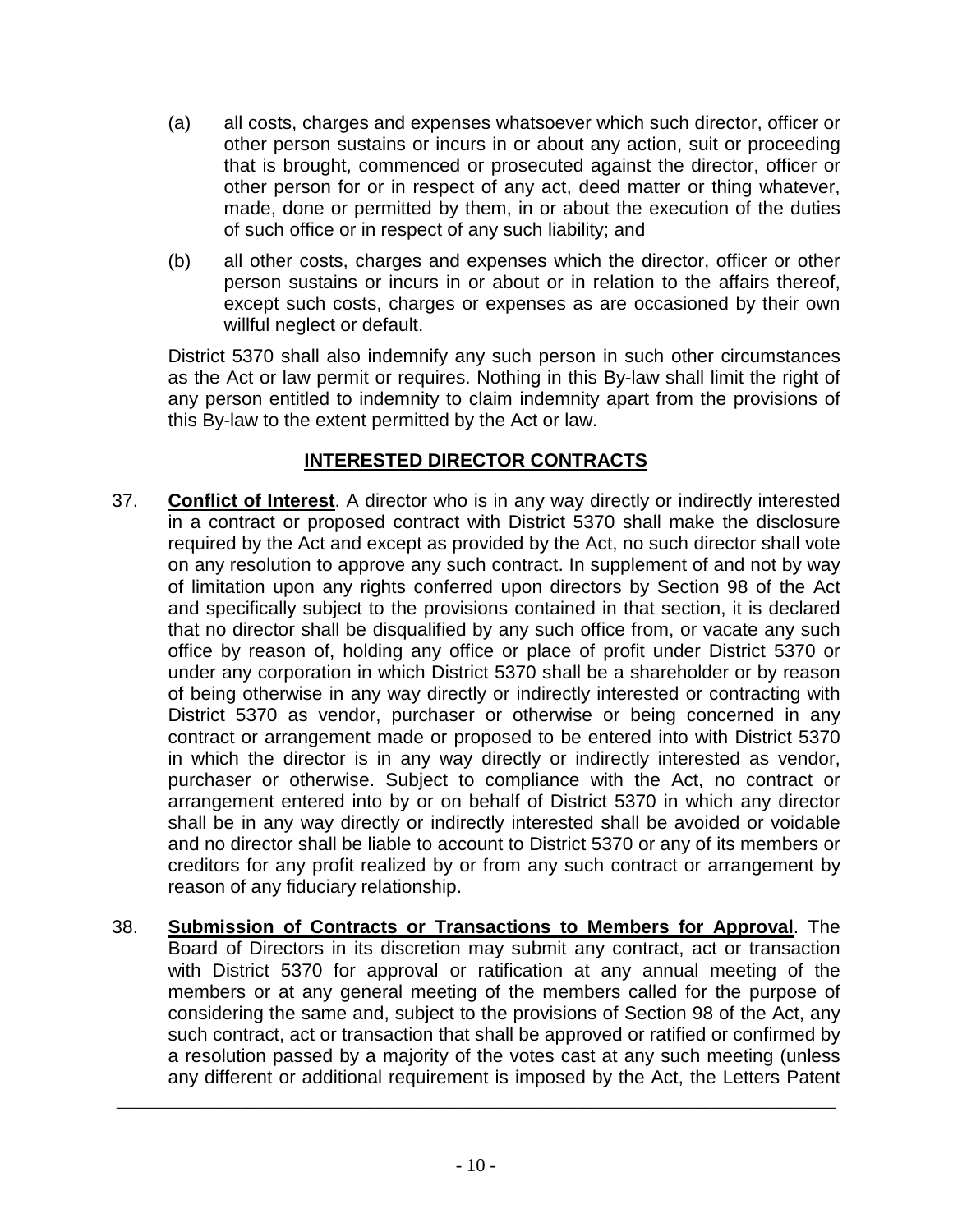(a) all costs, charges and expenses whatsoever which such director, officer or other person sustains or incurs in or about any action, suit or proceeding that is brought, commenced or prosecuted against the director, officer or other person for or in respect of any act, deed matter or thing whatever, made, done or permitted by them, in or about the execution of the duties of such office or in respect of any such liability; and

(b) all other costs, charges and expenses which the director, officer or other person sustains or incurs in or about or in relation to the affairs thereof, except such costs, charges or expenses as are occasioned by their own willful neglect or default.

District 5370 shall also indemnify any such person in such other circumstances as the Act or law permit or requires. Nothing in this By-law shall limit the right of any person entitled to indemnity to claim indemnity apart from the provisions of this By-law to the extent permitted by the Act or law.

## INTERESTED DIRECTOR CONTRACTS

37. **Conflict of Interest**. A director who is in any way directly or indirectly interested in a contract or proposed contract with District 5370 shall make the disclosure required by the Act and except as provided by the Act, no such director shall vote on any resolution to approve any such contract. In supplement of and not by way of limitation upon any rights conferred upon directors by Section 98 of the Act and specifically subject to the provisions contained in that section, it is declared that no director shall be disqualified by any such office from, or vacate any such office by reason of, holding any office or place of profit under District 5370 or under any corporation in which District 5370 shall be a shareholder or by reason of being otherwise in any way directly or indirectly interested or contracting with District 5370 as vendor, purchaser or otherwise or being concerned in any contract or arrangement made or proposed to be entered into with District 5370 in which the director is in any way directly or indirectly interested as vendor, purchaser or otherwise. Subject to compliance with the Act, no contract or arrangement entered into by or on behalf of District 5370 in which any director shall be in any way directly or indirectly interested shall be avoided or voidable and no director shall be liable to account to District 5370 or any of its members or creditors for any profit realized by or from any such contract or arrangement by reason of any fiduciary relationship.

38. **Submission of Contracts or Transactions to Members for Approval**. The Board of Directors in its discretion may submit any contract, act or transaction with District 5370 for approval or ratification at any annual meeting of the members or at any general meeting of the members called for the purpose of considering the same and, subject to the provisions of Section 98 of the Act, any such contract, act or transaction that shall be approved or ratified or confirmed by a resolution passed by a majority of the votes cast at any such meeting (unless any different or additional requirement is imposed by the Act, the Letters Patent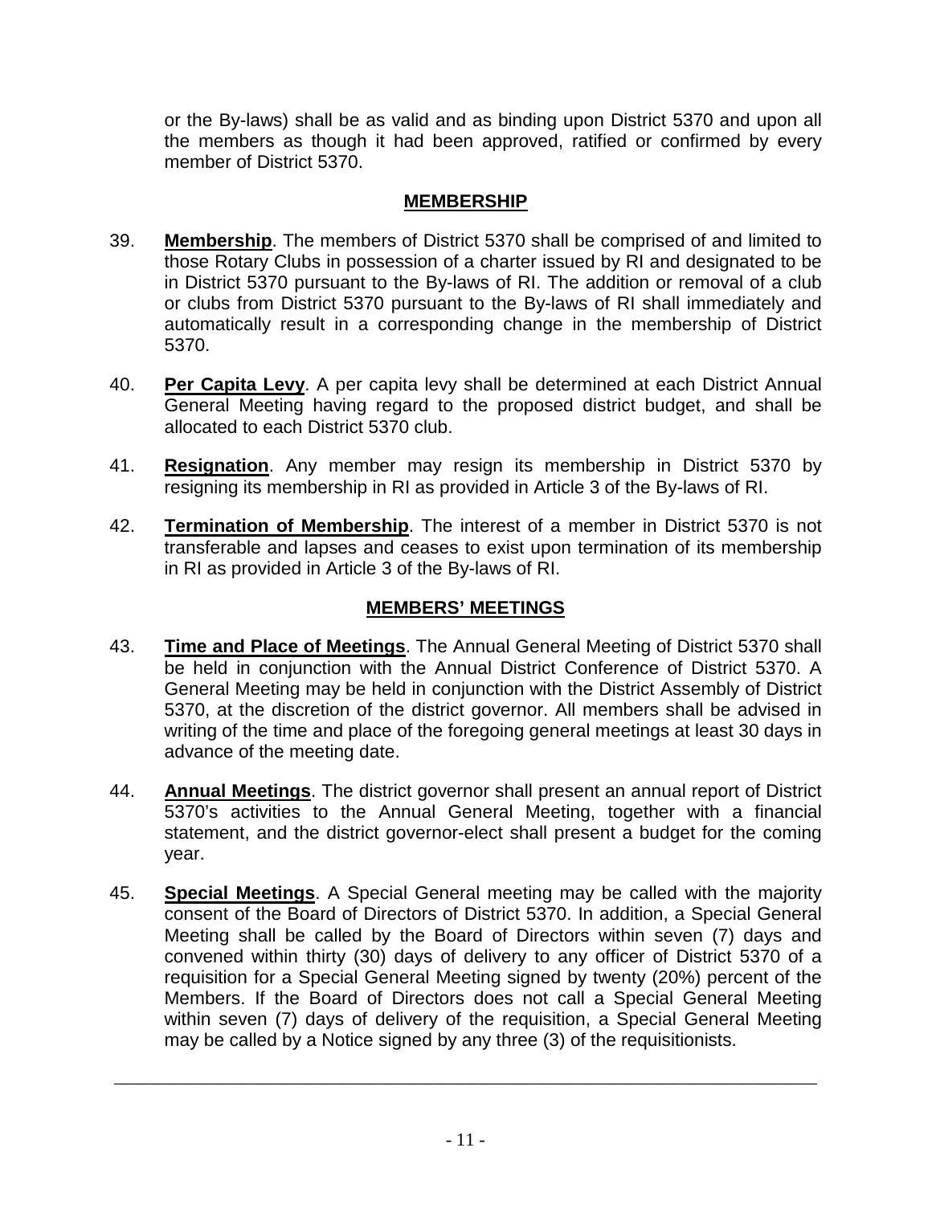or the By-laws) shall be as valid and as binding upon District 5370 and upon all the members as though it had been approved, ratified or confirmed by every member of District 5370.

## MEMBERSHIP

39. **Membership**. The members of District 5370 shall be comprised of and limited to those Rotary Clubs in possession of a charter issued by RI and designated to be in District 5370 pursuant to the By-laws of RI. The addition or removal of a club or clubs from District 5370 pursuant to the By-laws of RI shall immediately and automatically result in a corresponding change in the membership of District 5370.

40. **Per Capita Levy**. A per capita levy shall be determined at each District Annual General Meeting having regard to the proposed district budget, and shall be allocated to each District 5370 club.

41. **Resignation**. Any member may resign its membership in District 5370 by resigning its membership in RI as provided in Article 3 of the By-laws of RI.

42. **Termination of Membership**. The interest of a member in District 5370 is not transferable and lapses and ceases to exist upon termination of its membership in RI as provided in Article 3 of the By-laws of RI.

## MEMBERS' MEETINGS

43. **Time and Place of Meetings**. The Annual General Meeting of District 5370 shall be held in conjunction with the Annual District Conference of District 5370. A General Meeting may be held in conjunction with the District Assembly of District 5370, at the discretion of the district governor. All members shall be advised in writing of the time and place of the foregoing general meetings at least 30 days in advance of the meeting date.

44. **Annual Meetings**. The district governor shall present an annual report of District 5370's activities to the Annual General Meeting, together with a financial statement, and the district governor-elect shall present a budget for the coming year.

45. **Special Meetings**. A Special General meeting may be called with the majority consent of the Board of Directors of District 5370. In addition, a Special General Meeting shall be called by the Board of Directors within seven (7) days and convened within thirty (30) days of delivery to any officer of District 5370 of a requisition for a Special General Meeting signed by twenty (20%) percent of the Members. If the Board of Directors does not call a Special General Meeting within seven (7) days of delivery of the requisition, a Special General Meeting may be called by a Notice signed by any three (3) of the requisitionists.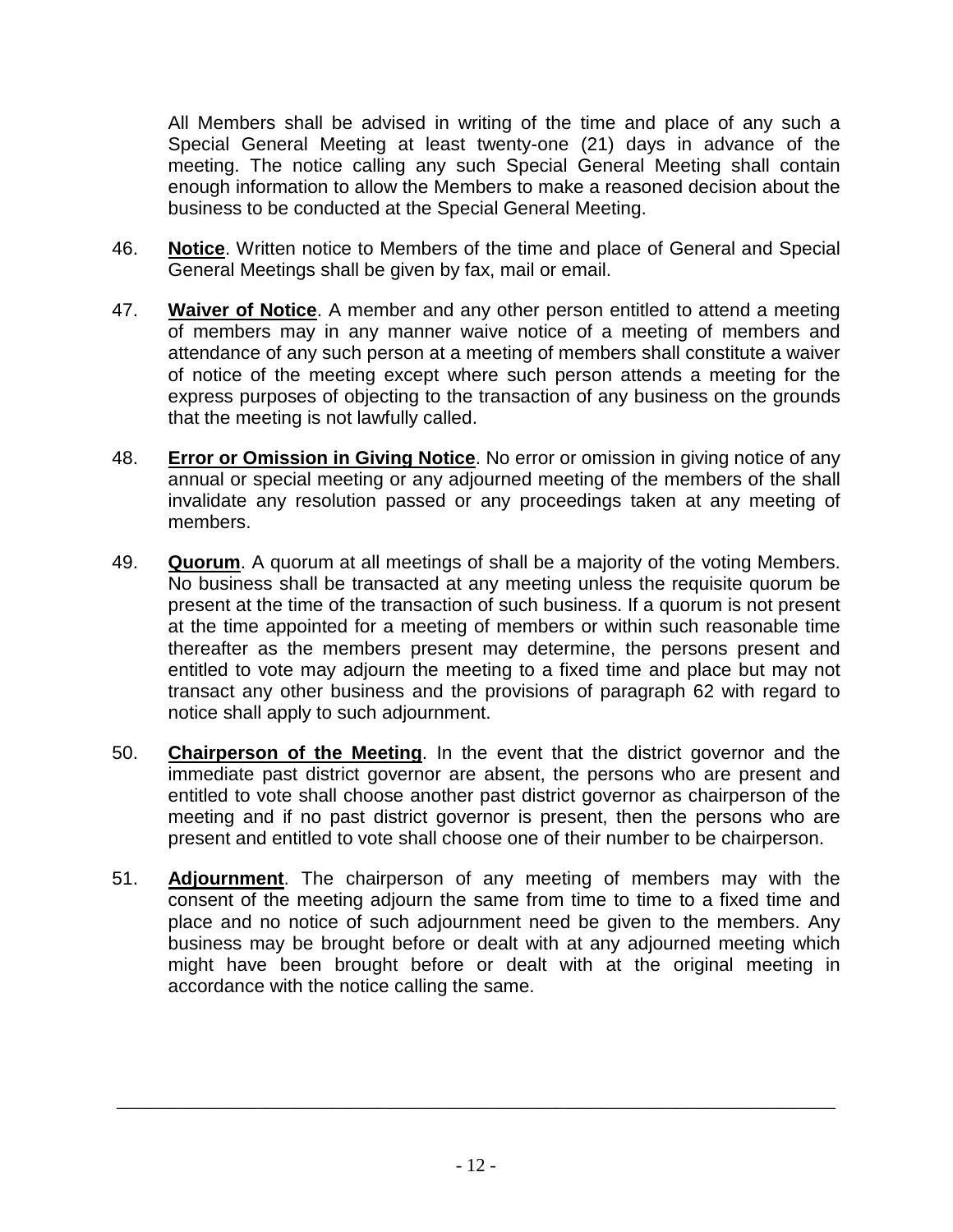All Members shall be advised in writing of the time and place of any such a Special General Meeting at least twenty-one (21) days in advance of the meeting. The notice calling any such Special General Meeting shall contain enough information to allow the Members to make a reasoned decision about the business to be conducted at the Special General Meeting.

46. **Notice**. Written notice to Members of the time and place of General and Special General Meetings shall be given by fax, mail or email.

47. **Waiver of Notice**. A member and any other person entitled to attend a meeting of members may in any manner waive notice of a meeting of members and attendance of any such person at a meeting of members shall constitute a waiver of notice of the meeting except where such person attends a meeting for the express purposes of objecting to the transaction of any business on the grounds that the meeting is not lawfully called.

48. **Error or Omission in Giving Notice**. No error or omission in giving notice of any annual or special meeting or any adjourned meeting of the members of the shall invalidate any resolution passed or any proceedings taken at any meeting of members.

49. **Quorum**. A quorum at all meetings of shall be a majority of the voting Members. No business shall be transacted at any meeting unless the requisite quorum be present at the time of the transaction of such business. If a quorum is not present at the time appointed for a meeting of members or within such reasonable time thereafter as the members present may determine, the persons present and entitled to vote may adjourn the meeting to a fixed time and place but may not transact any other business and the provisions of paragraph 62 with regard to notice shall apply to such adjournment.

50. **Chairperson of the Meeting**. In the event that the district governor and the immediate past district governor are absent, the persons who are present and entitled to vote shall choose another past district governor as chairperson of the meeting and if no past district governor is present, then the persons who are present and entitled to vote shall choose one of their number to be chairperson.

51. **Adjournment**. The chairperson of any meeting of members may with the consent of the meeting adjourn the same from time to time to a fixed time and place and no notice of such adjournment need be given to the members. Any business may be brought before or dealt with at any adjourned meeting which might have been brought before or dealt with at the original meeting in accordance with the notice calling the same.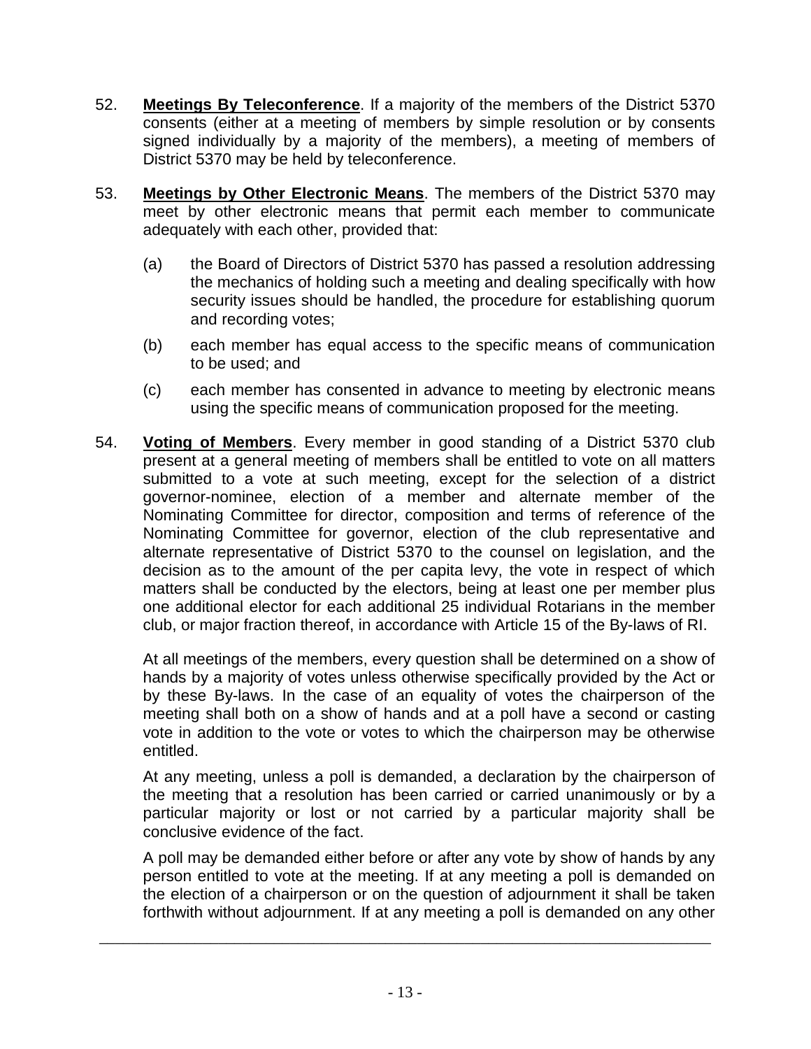52. **Meetings By Teleconference**. If a majority of the members of the District 5370 consents (either at a meeting of members by simple resolution or by consents signed individually by a majority of the members), a meeting of members of District 5370 may be held by teleconference.

53. **Meetings by Other Electronic Means**. The members of the District 5370 may meet by other electronic means that permit each member to communicate adequately with each other, provided that:

    (a) the Board of Directors of District 5370 has passed a resolution addressing the mechanics of holding such a meeting and dealing specifically with how security issues should be handled, the procedure for establishing quorum and recording votes;

    (b) each member has equal access to the specific means of communication to be used; and

    (c) each member has consented in advance to meeting by electronic means using the specific means of communication proposed for the meeting.

54. **Voting of Members**. Every member in good standing of a District 5370 club present at a general meeting of members shall be entitled to vote on all matters submitted to a vote at such meeting, except for the selection of a district governor-nominee, election of a member and alternate member of the Nominating Committee for director, composition and terms of reference of the Nominating Committee for governor, election of the club representative and alternate representative of District 5370 to the counsel on legislation, and the decision as to the amount of the per capita levy, the vote in respect of which matters shall be conducted by the electors, being at least one per member plus one additional elector for each additional 25 individual Rotarians in the member club, or major fraction thereof, in accordance with Article 15 of the By-laws of RI.

    At all meetings of the members, every question shall be determined on a show of hands by a majority of votes unless otherwise specifically provided by the Act or by these By-laws. In the case of an equality of votes the chairperson of the meeting shall both on a show of hands and at a poll have a second or casting vote in addition to the vote or votes to which the chairperson may be otherwise entitled.

    At any meeting, unless a poll is demanded, a declaration by the chairperson of the meeting that a resolution has been carried or carried unanimously or by a particular majority or lost or not carried by a particular majority shall be conclusive evidence of the fact.

    A poll may be demanded either before or after any vote by show of hands by any person entitled to vote at the meeting. If at any meeting a poll is demanded on the election of a chairperson or on the question of adjournment it shall be taken forthwith without adjournment. If at any meeting a poll is demanded on any other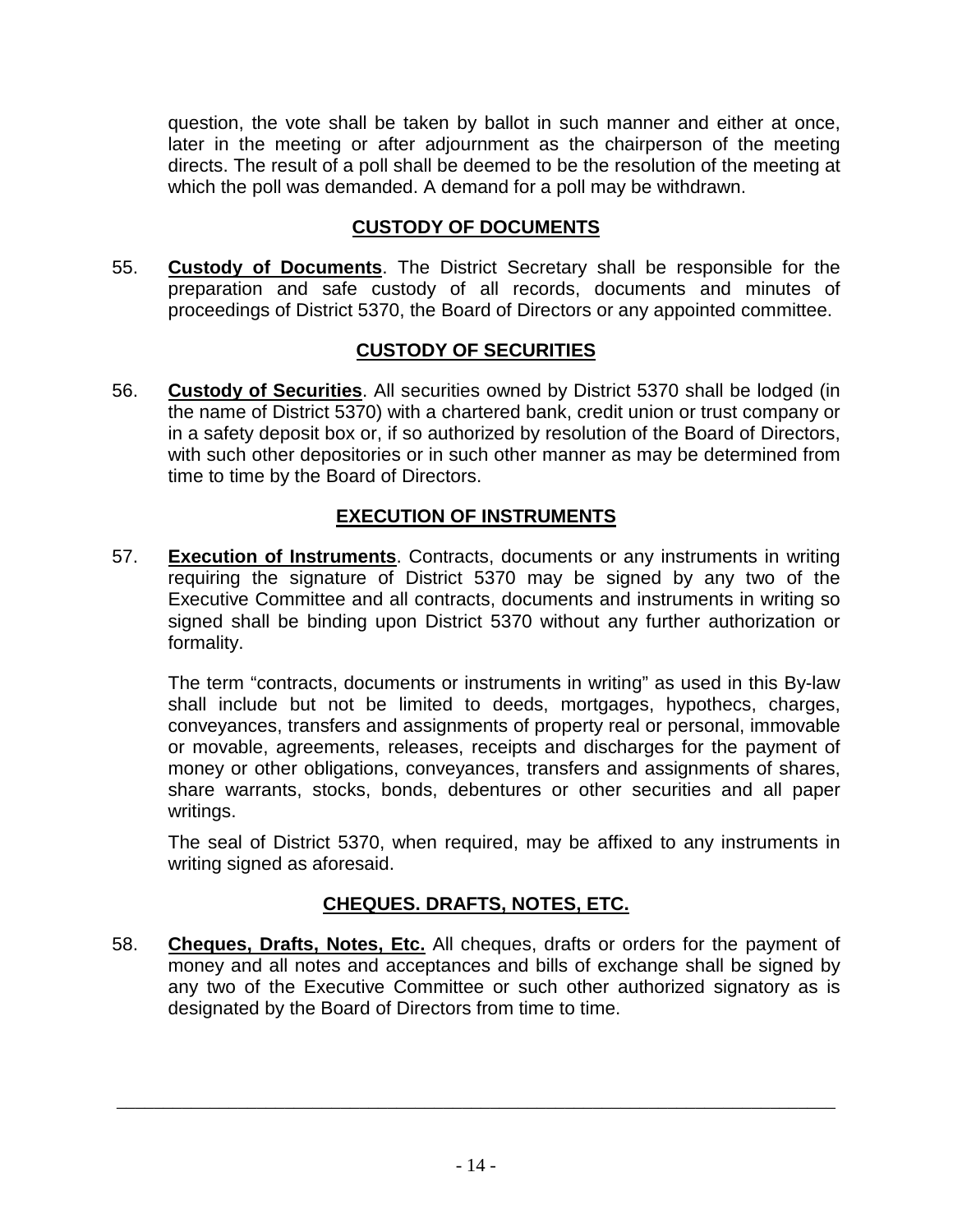question, the vote shall be taken by ballot in such manner and either at once, later in the meeting or after adjournment as the chairperson of the meeting directs. The result of a poll shall be deemed to be the resolution of the meeting at which the poll was demanded. A demand for a poll may be withdrawn.

## CUSTODY OF DOCUMENTS

55. **Custody of Documents**. The District Secretary shall be responsible for the preparation and safe custody of all records, documents and minutes of proceedings of District 5370, the Board of Directors or any appointed committee.

## CUSTODY OF SECURITIES

56. **Custody of Securities**. All securities owned by District 5370 shall be lodged (in the name of District 5370) with a chartered bank, credit union or trust company or in a safety deposit box or, if so authorized by resolution of the Board of Directors, with such other depositories or in such other manner as may be determined from time to time by the Board of Directors.

## EXECUTION OF INSTRUMENTS

57. **Execution of Instruments**. Contracts, documents or any instruments in writing requiring the signature of District 5370 may be signed by any two of the Executive Committee and all contracts, documents and instruments in writing so signed shall be binding upon District 5370 without any further authorization or formality.

    The term "contracts, documents or instruments in writing" as used in this By-law shall include but not be limited to deeds, mortgages, hypothecs, charges, conveyances, transfers and assignments of property real or personal, immovable or movable, agreements, releases, receipts and discharges for the payment of money or other obligations, conveyances, transfers and assignments of shares, share warrants, stocks, bonds, debentures or other securities and all paper writings.

    The seal of District 5370, when required, may be affixed to any instruments in writing signed as aforesaid.

## CHEQUES. DRAFTS, NOTES, ETC.

58. **Cheques, Drafts, Notes, Etc.** All cheques, drafts or orders for the payment of money and all notes and acceptances and bills of exchange shall be signed by any two of the Executive Committee or such other authorized signatory as is designated by the Board of Directors from time to time.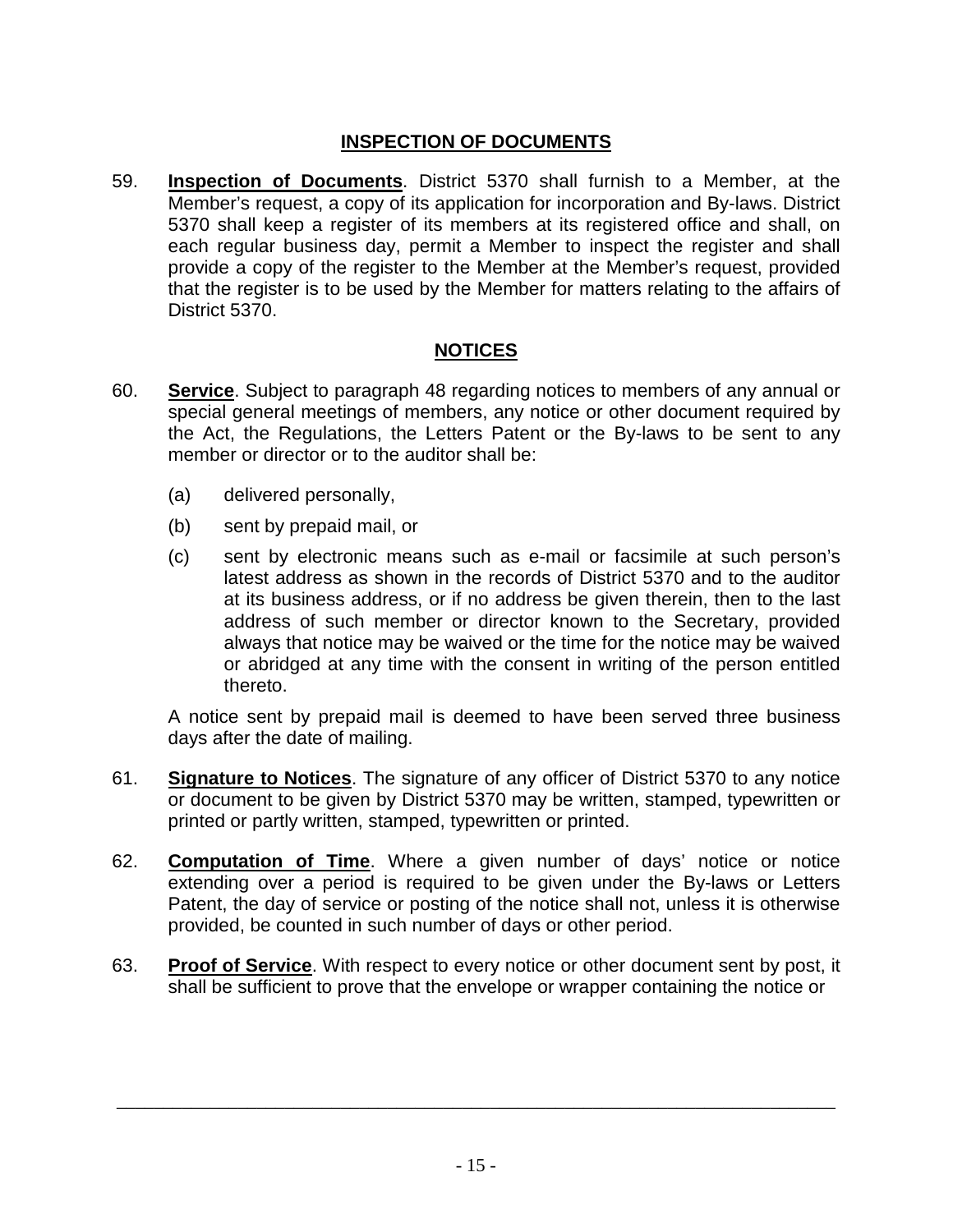## INSPECTION OF DOCUMENTS

59. **Inspection of Documents**. District 5370 shall furnish to a Member, at the Member's request, a copy of its application for incorporation and By-laws. District 5370 shall keep a register of its members at its registered office and shall, on each regular business day, permit a Member to inspect the register and shall provide a copy of the register to the Member at the Member's request, provided that the register is to be used by the Member for matters relating to the affairs of District 5370.

## NOTICES

60. **Service**. Subject to paragraph 48 regarding notices to members of any annual or special general meetings of members, any notice or other document required by the Act, the Regulations, the Letters Patent or the By-laws to be sent to any member or director or to the auditor shall be:

    (a) delivered personally,

    (b) sent by prepaid mail, or

    (c) sent by electronic means such as e-mail or facsimile at such person's latest address as shown in the records of District 5370 and to the auditor at its business address, or if no address be given therein, then to the last address of such member or director known to the Secretary, provided always that notice may be waived or the time for the notice may be waived or abridged at any time with the consent in writing of the person entitled thereto.

    A notice sent by prepaid mail is deemed to have been served three business days after the date of mailing.

61. **Signature to Notices**. The signature of any officer of District 5370 to any notice or document to be given by District 5370 may be written, stamped, typewritten or printed or partly written, stamped, typewritten or printed.

62. **Computation of Time**. Where a given number of days' notice or notice extending over a period is required to be given under the By-laws or Letters Patent, the day of service or posting of the notice shall not, unless it is otherwise provided, be counted in such number of days or other period.

63. **Proof of Service**. With respect to every notice or other document sent by post, it shall be sufficient to prove that the envelope or wrapper containing the notice or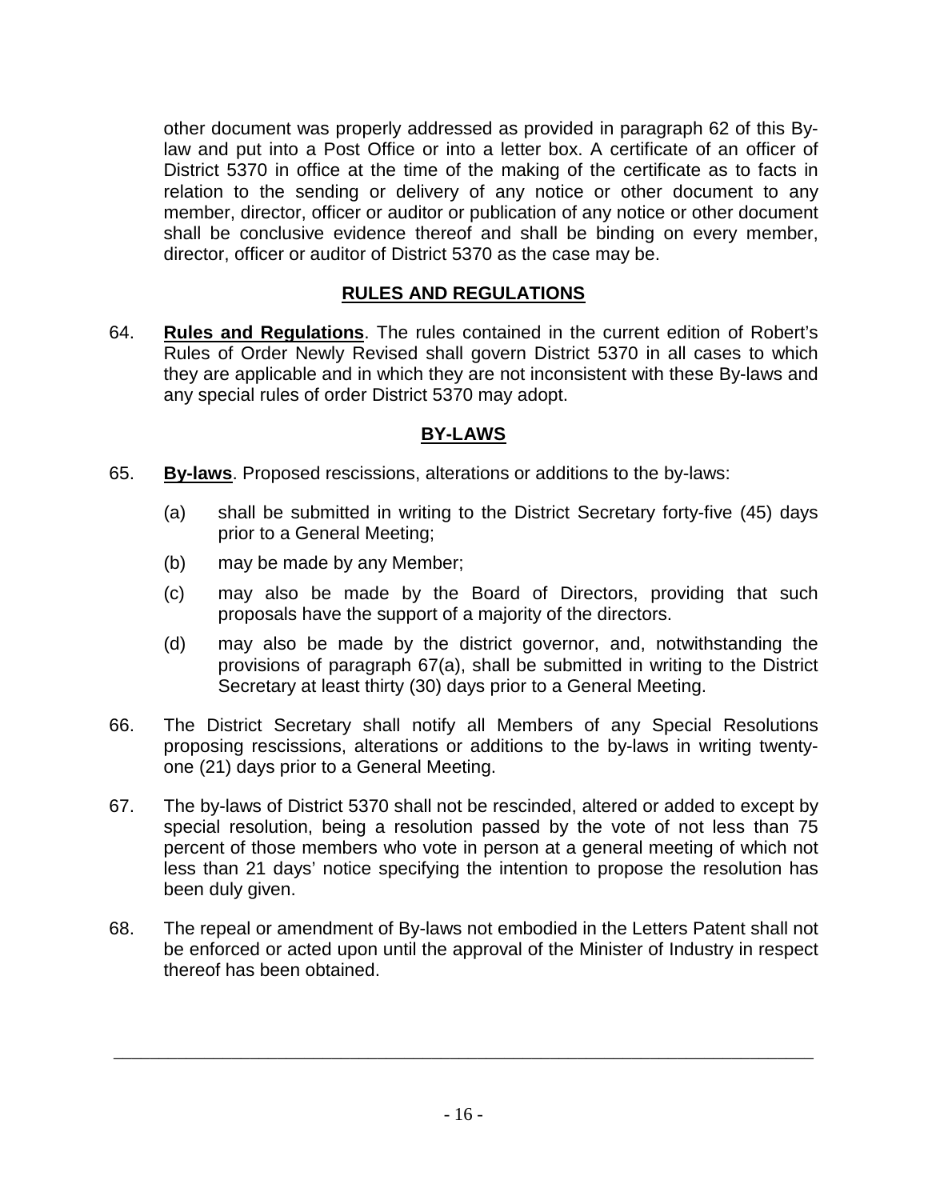other document was properly addressed as provided in paragraph 62 of this By-law and put into a Post Office or into a letter box. A certificate of an officer of District 5370 in office at the time of the making of the certificate as to facts in relation to the sending or delivery of any notice or other document to any member, director, officer or auditor or publication of any notice or other document shall be conclusive evidence thereof and shall be binding on every member, director, officer or auditor of District 5370 as the case may be.

## RULES AND REGULATIONS

64. **Rules and Regulations**. The rules contained in the current edition of Robert's Rules of Order Newly Revised shall govern District 5370 in all cases to which they are applicable and in which they are not inconsistent with these By-laws and any special rules of order District 5370 may adopt.

## BY-LAWS

65. **By-laws**. Proposed rescissions, alterations or additions to the by-laws:

    (a) shall be submitted in writing to the District Secretary forty-five (45) days prior to a General Meeting;

    (b) may be made by any Member;

    (c) may also be made by the Board of Directors, providing that such proposals have the support of a majority of the directors.

    (d) may also be made by the district governor, and, notwithstanding the provisions of paragraph 67(a), shall be submitted in writing to the District Secretary at least thirty (30) days prior to a General Meeting.

66. The District Secretary shall notify all Members of any Special Resolutions proposing rescissions, alterations or additions to the by-laws in writing twenty-one (21) days prior to a General Meeting.

67. The by-laws of District 5370 shall not be rescinded, altered or added to except by special resolution, being a resolution passed by the vote of not less than 75 percent of those members who vote in person at a general meeting of which not less than 21 days' notice specifying the intention to propose the resolution has been duly given.

68. The repeal or amendment of By-laws not embodied in the Letters Patent shall not be enforced or acted upon until the approval of the Minister of Industry in respect thereof has been obtained.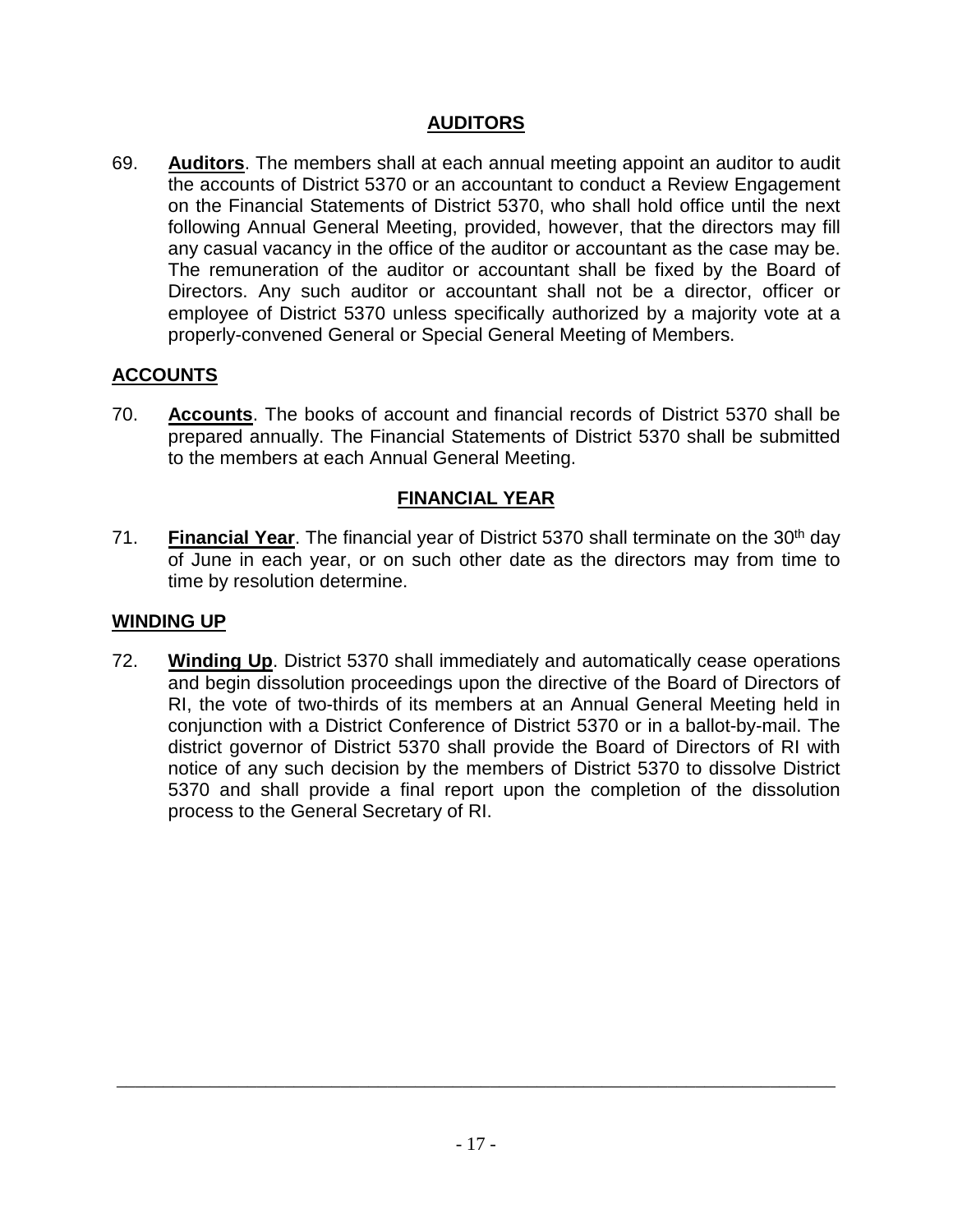## AUDITORS

69. **Auditors**. The members shall at each annual meeting appoint an auditor to audit the accounts of District 5370 or an accountant to conduct a Review Engagement on the Financial Statements of District 5370, who shall hold office until the next following Annual General Meeting, provided, however, that the directors may fill any casual vacancy in the office of the auditor or accountant as the case may be. The remuneration of the auditor or accountant shall be fixed by the Board of Directors. Any such auditor or accountant shall not be a director, officer or employee of District 5370 unless specifically authorized by a majority vote at a properly-convened General or Special General Meeting of Members.

## ACCOUNTS

70. **Accounts**. The books of account and financial records of District 5370 shall be prepared annually. The Financial Statements of District 5370 shall be submitted to the members at each Annual General Meeting.

## FINANCIAL YEAR

71. **Financial Year**. The financial year of District 5370 shall terminate on the 30th day of June in each year, or on such other date as the directors may from time to time by resolution determine.

## WINDING UP

72. **Winding Up**. District 5370 shall immediately and automatically cease operations and begin dissolution proceedings upon the directive of the Board of Directors of RI, the vote of two-thirds of its members at an Annual General Meeting held in conjunction with a District Conference of District 5370 or in a ballot-by-mail. The district governor of District 5370 shall provide the Board of Directors of RI with notice of any such decision by the members of District 5370 to dissolve District 5370 and shall provide a final report upon the completion of the dissolution process to the General Secretary of RI.